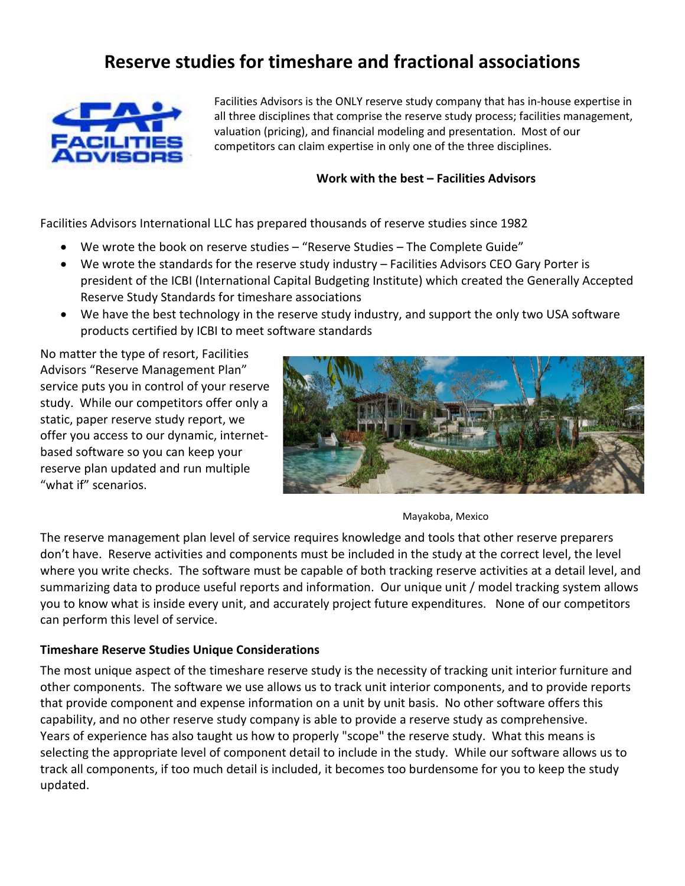# Reserve studies for timeshare and fractional associations

Facilities Advisors is the ONLY reserve study company that has in-house expertise in all three disciplines that comprise the reserve study process; facilities management, valuation (pricing), and financial modeling and presentation. Most of our competitors can claim expertise in only one of the three disciplines.

**Work with the best – Facilities Advisors**

Facilities Advisors International LLC has prepared thousands of reserve studies since 1982

- We wrote the book on reserve studies – "Reserve Studies – The Complete Guide"
- We wrote the standards for the reserve study industry – Facilities Advisors CEO Gary Porter is president of the ICBI (International Capital Budgeting Institute) which created the Generally Accepted Reserve Study Standards for timeshare associations
- We have the best technology in the reserve study industry, and support the only two USA software products certified by ICBI to meet software standards

No matter the type of resort, Facilities Advisors "Reserve Management Plan" service puts you in control of your reserve study. While our competitors offer only a static, paper reserve study report, we offer you access to our dynamic, internet-based software so you can keep your reserve plan updated and run multiple "what if" scenarios.

Mayakoba, Mexico

The reserve management plan level of service requires knowledge and tools that other reserve preparers don't have. Reserve activities and components must be included in the study at the correct level, the level where you write checks. The software must be capable of both tracking reserve activities at a detail level, and summarizing data to produce useful reports and information. Our unique unit / model tracking system allows you to know what is inside every unit, and accurately project future expenditures. None of our competitors can perform this level of service.

**Timeshare Reserve Studies Unique Considerations**

The most unique aspect of the timeshare reserve study is the necessity of tracking unit interior furniture and other components. The software we use allows us to track unit interior components, and to provide reports that provide component and expense information on a unit by unit basis. No other software offers this capability, and no other reserve study company is able to provide a reserve study as comprehensive. Years of experience has also taught us how to properly "scope" the reserve study. What this means is selecting the appropriate level of component detail to include in the study. While our software allows us to track all components, if too much detail is included, it becomes too burdensome for you to keep the study updated.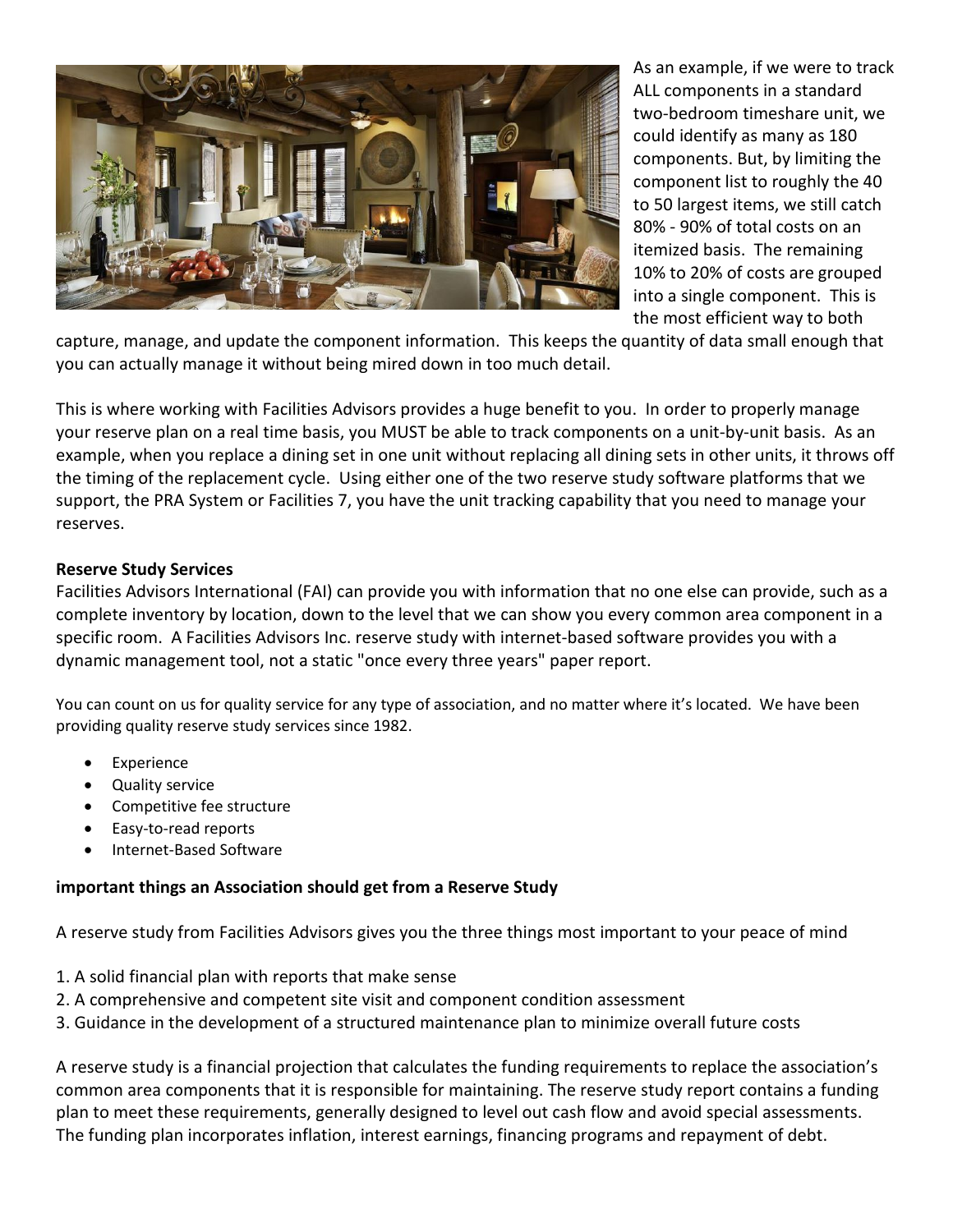As an example, if we were to track ALL components in a standard two-bedroom timeshare unit, we could identify as many as 180 components. But, by limiting the component list to roughly the 40 to 50 largest items, we still catch 80% - 90% of total costs on an itemized basis. The remaining 10% to 20% of costs are grouped into a single component. This is the most efficient way to both capture, manage, and update the component information. This keeps the quantity of data small enough that you can actually manage it without being mired down in too much detail.

This is where working with Facilities Advisors provides a huge benefit to you. In order to properly manage your reserve plan on a real time basis, you MUST be able to track components on a unit-by-unit basis. As an example, when you replace a dining set in one unit without replacing all dining sets in other units, it throws off the timing of the replacement cycle. Using either one of the two reserve study software platforms that we support, the PRA System or Facilities 7, you have the unit tracking capability that you need to manage your reserves.

**Reserve Study Services**

Facilities Advisors International (FAI) can provide you with information that no one else can provide, such as a complete inventory by location, down to the level that we can show you every common area component in a specific room. A Facilities Advisors Inc. reserve study with internet-based software provides you with a dynamic management tool, not a static "once every three years" paper report.

You can count on us for quality service for any type of association, and no matter where it's located. We have been providing quality reserve study services since 1982.

- Experience
- Quality service
- Competitive fee structure
- Easy-to-read reports
- Internet-Based Software

**important things an Association should get from a Reserve Study**

A reserve study from Facilities Advisors gives you the three things most important to your peace of mind

1. A solid financial plan with reports that make sense
2. A comprehensive and competent site visit and component condition assessment
3. Guidance in the development of a structured maintenance plan to minimize overall future costs

A reserve study is a financial projection that calculates the funding requirements to replace the association's common area components that it is responsible for maintaining. The reserve study report contains a funding plan to meet these requirements, generally designed to level out cash flow and avoid special assessments. The funding plan incorporates inflation, interest earnings, financing programs and repayment of debt.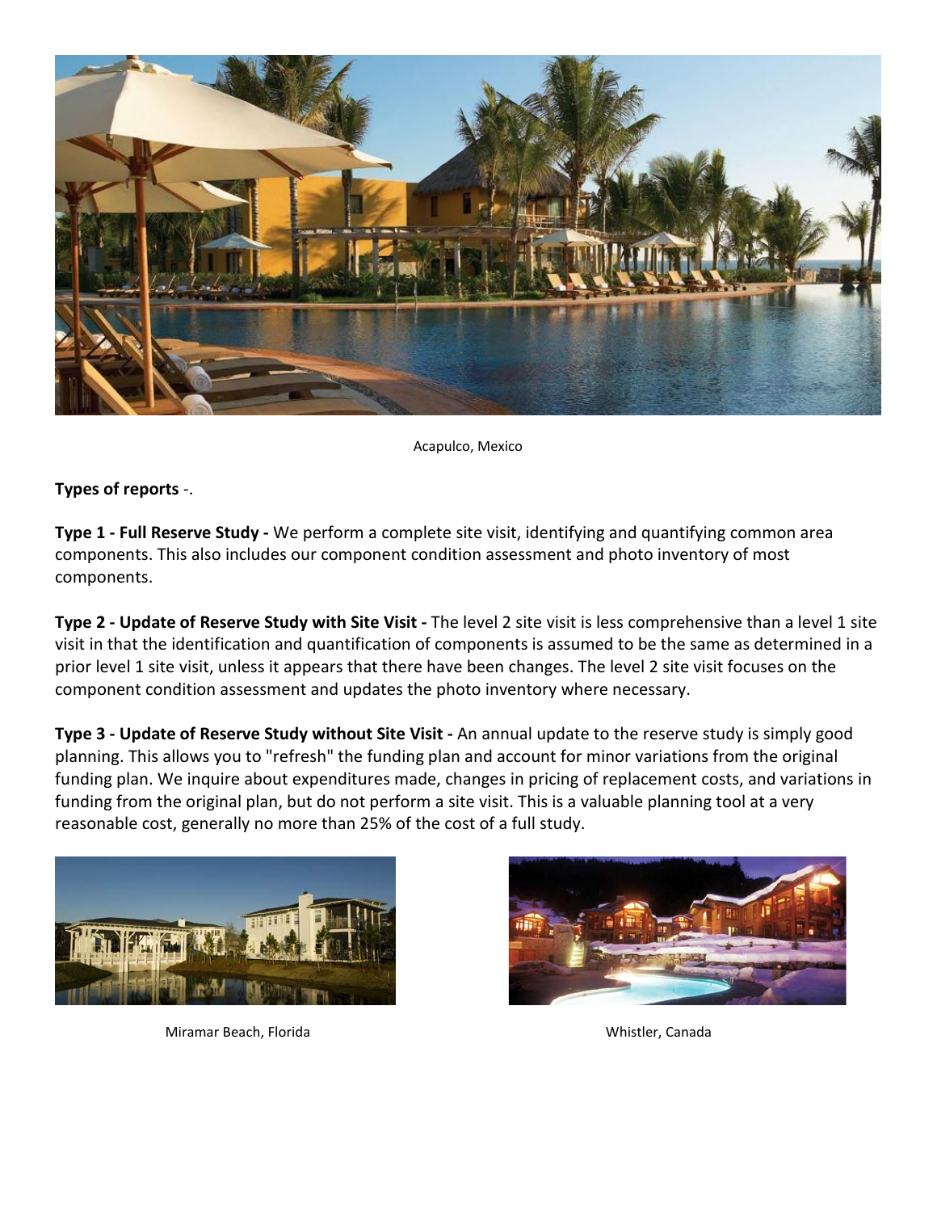Acapulco, Mexico

**Types of reports** -.

**Type 1 - Full Reserve Study -** We perform a complete site visit, identifying and quantifying common area components. This also includes our component condition assessment and photo inventory of most components.

**Type 2 - Update of Reserve Study with Site Visit -** The level 2 site visit is less comprehensive than a level 1 site visit in that the identification and quantification of components is assumed to be the same as determined in a prior level 1 site visit, unless it appears that there have been changes. The level 2 site visit focuses on the component condition assessment and updates the photo inventory where necessary.

**Type 3 - Update of Reserve Study without Site Visit -** An annual update to the reserve study is simply good planning. This allows you to "refresh" the funding plan and account for minor variations from the original funding plan. We inquire about expenditures made, changes in pricing of replacement costs, and variations in funding from the original plan, but do not perform a site visit. This is a valuable planning tool at a very reasonable cost, generally no more than 25% of the cost of a full study.

Miramar Beach, Florida

Whistler, Canada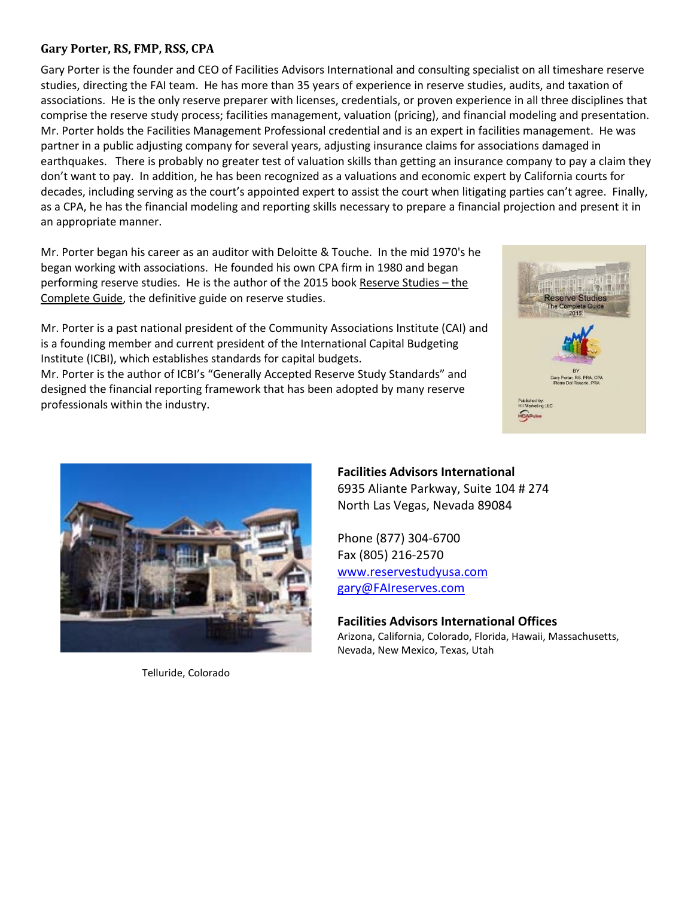## Gary Porter, RS, FMP, RSS, CPA

Gary Porter is the founder and CEO of Facilities Advisors International and consulting specialist on all timeshare reserve studies, directing the FAI team. He has more than 35 years of experience in reserve studies, audits, and taxation of associations. He is the only reserve preparer with licenses, credentials, or proven experience in all three disciplines that comprise the reserve study process; facilities management, valuation (pricing), and financial modeling and presentation. Mr. Porter holds the Facilities Management Professional credential and is an expert in facilities management. He was partner in a public adjusting company for several years, adjusting insurance claims for associations damaged in earthquakes. There is probably no greater test of valuation skills than getting an insurance company to pay a claim they don't want to pay. In addition, he has been recognized as a valuations and economic expert by California courts for decades, including serving as the court's appointed expert to assist the court when litigating parties can't agree. Finally, as a CPA, he has the financial modeling and reporting skills necessary to prepare a financial projection and present it in an appropriate manner.

Mr. Porter began his career as an auditor with Deloitte & Touche. In the mid 1970's he began working with associations. He founded his own CPA firm in 1980 and began performing reserve studies. He is the author of the 2015 book Reserve Studies – the Complete Guide, the definitive guide on reserve studies.

Mr. Porter is a past national president of the Community Associations Institute (CAI) and is a founding member and current president of the International Capital Budgeting Institute (ICBI), which establishes standards for capital budgets.
Mr. Porter is the author of ICBI's "Generally Accepted Reserve Study Standards" and designed the financial reporting framework that has been adopted by many reserve professionals within the industry.

Telluride, Colorado

**Facilities Advisors International**
6935 Aliante Parkway, Suite 104 # 274
North Las Vegas, Nevada 89084

Phone (877) 304-6700
Fax (805) 216-2570
www.reservestudyusa.com
gary@FAIreserves.com

**Facilities Advisors International Offices**
Arizona, California, Colorado, Florida, Hawaii, Massachusetts, Nevada, New Mexico, Texas, Utah